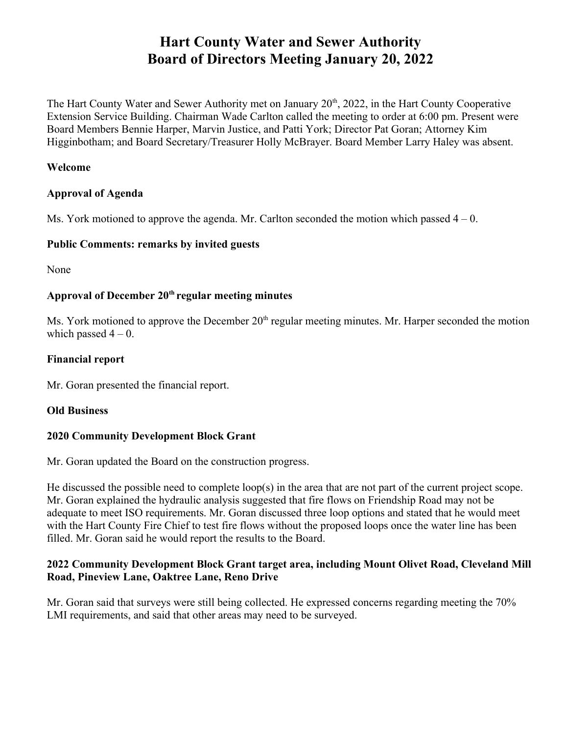# Hart County Water and Sewer Authority
# Board of Directors Meeting January 20, 2022

The Hart County Water and Sewer Authority met on January 20th, 2022, in the Hart County Cooperative Extension Service Building. Chairman Wade Carlton called the meeting to order at 6:00 pm. Present were Board Members Bennie Harper, Marvin Justice, and Patti York; Director Pat Goran; Attorney Kim Higginbotham; and Board Secretary/Treasurer Holly McBrayer. Board Member Larry Haley was absent.

**Welcome**

**Approval of Agenda**

Ms. York motioned to approve the agenda. Mr. Carlton seconded the motion which passed 4 – 0.

**Public Comments: remarks by invited guests**

None

**Approval of December 20th regular meeting minutes**

Ms. York motioned to approve the December 20th regular meeting minutes. Mr. Harper seconded the motion which passed 4 – 0.

**Financial report**

Mr. Goran presented the financial report.

**Old Business**

**2020 Community Development Block Grant**

Mr. Goran updated the Board on the construction progress.

He discussed the possible need to complete loop(s) in the area that are not part of the current project scope. Mr. Goran explained the hydraulic analysis suggested that fire flows on Friendship Road may not be adequate to meet ISO requirements. Mr. Goran discussed three loop options and stated that he would meet with the Hart County Fire Chief to test fire flows without the proposed loops once the water line has been filled. Mr. Goran said he would report the results to the Board.

**2022 Community Development Block Grant target area, including Mount Olivet Road, Cleveland Mill Road, Pineview Lane, Oaktree Lane, Reno Drive**

Mr. Goran said that surveys were still being collected. He expressed concerns regarding meeting the 70% LMI requirements, and said that other areas may need to be surveyed.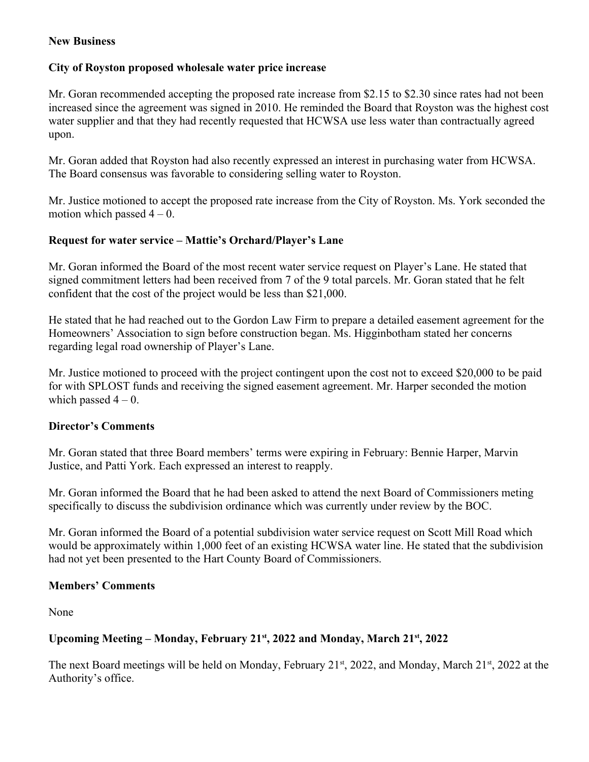**New Business**

**City of Royston proposed wholesale water price increase**

Mr. Goran recommended accepting the proposed rate increase from $2.15 to $2.30 since rates had not been increased since the agreement was signed in 2010. He reminded the Board that Royston was the highest cost water supplier and that they had recently requested that HCWSA use less water than contractually agreed upon.

Mr. Goran added that Royston had also recently expressed an interest in purchasing water from HCWSA. The Board consensus was favorable to considering selling water to Royston.

Mr. Justice motioned to accept the proposed rate increase from the City of Royston. Ms. York seconded the motion which passed 4 – 0.

**Request for water service – Mattie's Orchard/Player's Lane**

Mr. Goran informed the Board of the most recent water service request on Player's Lane. He stated that signed commitment letters had been received from 7 of the 9 total parcels. Mr. Goran stated that he felt confident that the cost of the project would be less than $21,000.

He stated that he had reached out to the Gordon Law Firm to prepare a detailed easement agreement for the Homeowners' Association to sign before construction began. Ms. Higginbotham stated her concerns regarding legal road ownership of Player's Lane.

Mr. Justice motioned to proceed with the project contingent upon the cost not to exceed $20,000 to be paid for with SPLOST funds and receiving the signed easement agreement. Mr. Harper seconded the motion which passed 4 – 0.

**Director's Comments**

Mr. Goran stated that three Board members' terms were expiring in February: Bennie Harper, Marvin Justice, and Patti York. Each expressed an interest to reapply.

Mr. Goran informed the Board that he had been asked to attend the next Board of Commissioners meting specifically to discuss the subdivision ordinance which was currently under review by the BOC.

Mr. Goran informed the Board of a potential subdivision water service request on Scott Mill Road which would be approximately within 1,000 feet of an existing HCWSA water line. He stated that the subdivision had not yet been presented to the Hart County Board of Commissioners.

**Members' Comments**

None

**Upcoming Meeting – Monday, February 21st, 2022 and Monday, March 21st, 2022**

The next Board meetings will be held on Monday, February 21st, 2022, and Monday, March 21st, 2022 at the Authority's office.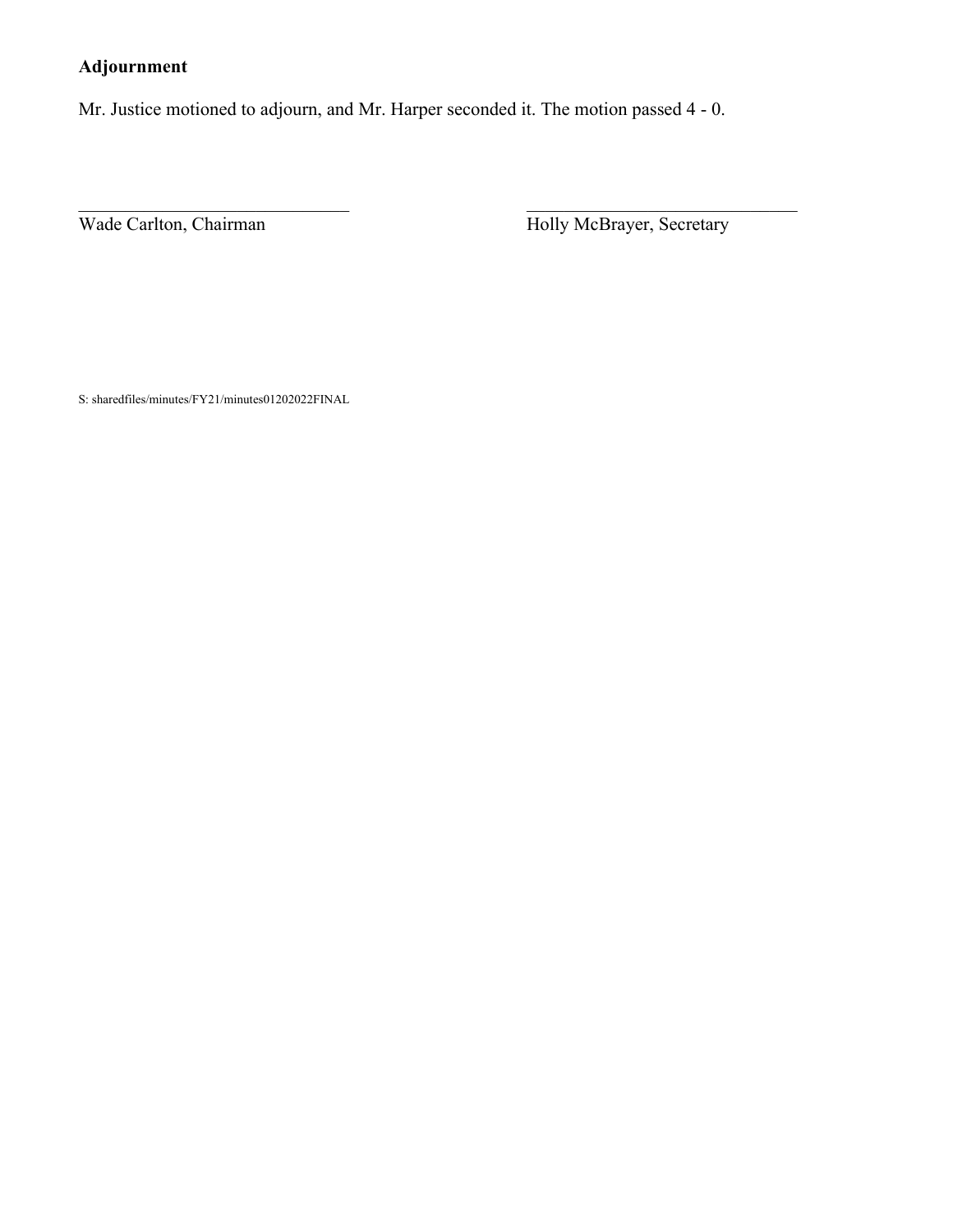## Adjournment

Mr. Justice motioned to adjourn, and Mr. Harper seconded it. The motion passed 4 - 0.

\_\_\_\_\_\_\_\_\_\_\_\_\_\_\_\_\_\_\_\_\_\_\_\_\_\_\_\_\_\_
Wade Carlton, Chairman

\_\_\_\_\_\_\_\_\_\_\_\_\_\_\_\_\_\_\_\_\_\_\_\_\_\_\_\_\_\_
Holly McBrayer, Secretary

S: sharedfiles/minutes/FY21/minutes01202022FINAL